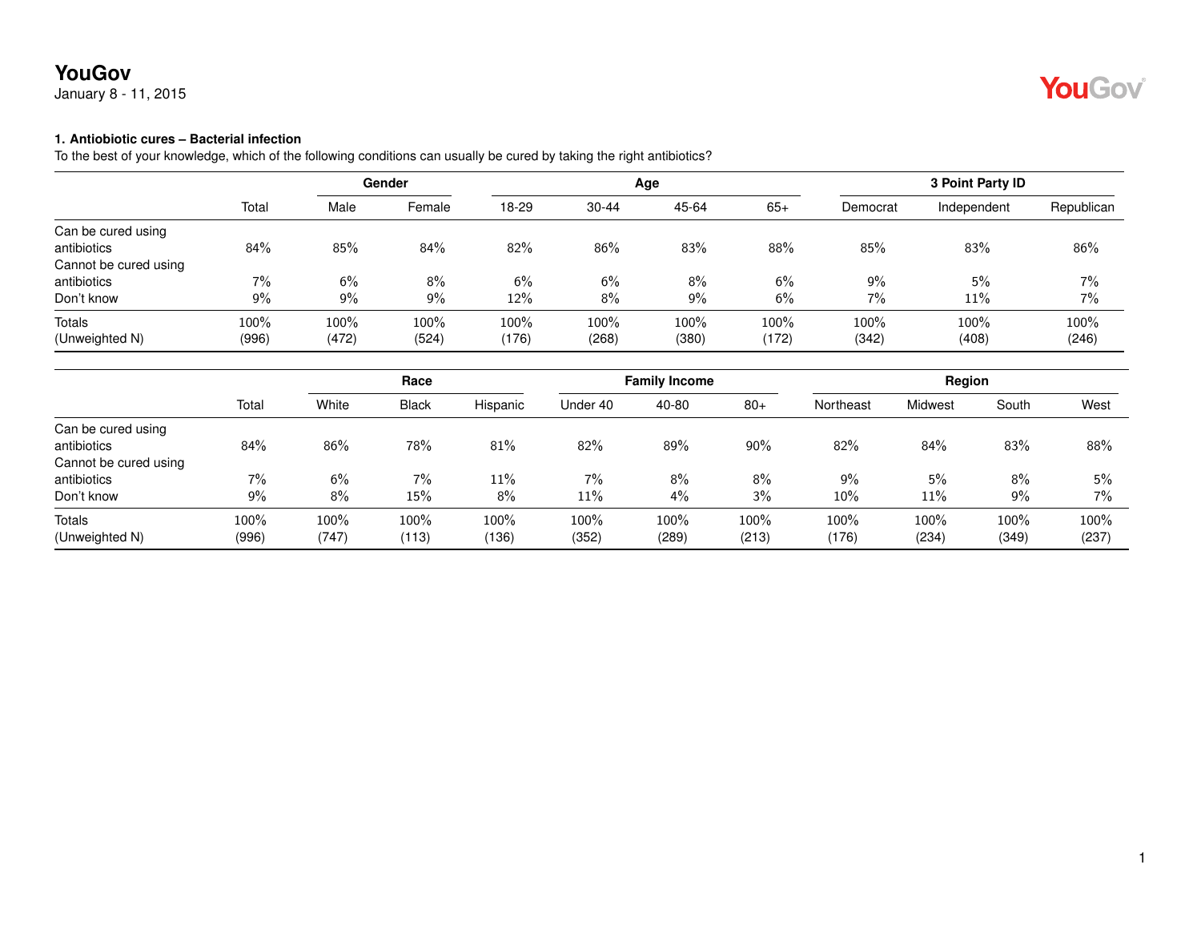**YouGov**
January 8 - 11, 2015

**1. Antibiotic cures – Bacterial infection**
To the best of your knowledge, which of the following conditions can usually be cured by taking the right antibiotics?

| | | Gender | | Age | | | | 3 Point Party ID | | |
|---|---|---|---|---|---|---|---|---|---|---|
| | Total | Male | Female | 18-29 | 30-44 | 45-64 | 65+ | Democrat | Independent | Republican |
| Can be cured using antibiotics | 84% | 85% | 84% | 82% | 86% | 83% | 88% | 85% | 83% | 86% |
| Cannot be cured using antibiotics | 7% | 6% | 8% | 6% | 6% | 8% | 6% | 9% | 5% | 7% |
| Don't know | 9% | 9% | 9% | 12% | 8% | 9% | 6% | 7% | 11% | 7% |
| Totals | 100% | 100% | 100% | 100% | 100% | 100% | 100% | 100% | 100% | 100% |
| (Unweighted N) | (996) | (472) | (524) | (176) | (268) | (380) | (172) | (342) | (408) | (246) |

| | | Race | | | Family Income | | | Region | | | |
|---|---|---|---|---|---|---|---|---|---|---|---|
| | Total | White | Black | Hispanic | Under 40 | 40-80 | 80+ | Northeast | Midwest | South | West |
| Can be cured using antibiotics | 84% | 86% | 78% | 81% | 82% | 89% | 90% | 82% | 84% | 83% | 88% |
| Cannot be cured using antibiotics | 7% | 6% | 7% | 11% | 7% | 8% | 8% | 9% | 5% | 8% | 5% |
| Don't know | 9% | 8% | 15% | 8% | 11% | 4% | 3% | 10% | 11% | 9% | 7% |
| Totals | 100% | 100% | 100% | 100% | 100% | 100% | 100% | 100% | 100% | 100% | 100% |
| (Unweighted N) | (996) | (747) | (113) | (136) | (352) | (289) | (213) | (176) | (234) | (349) | (237) |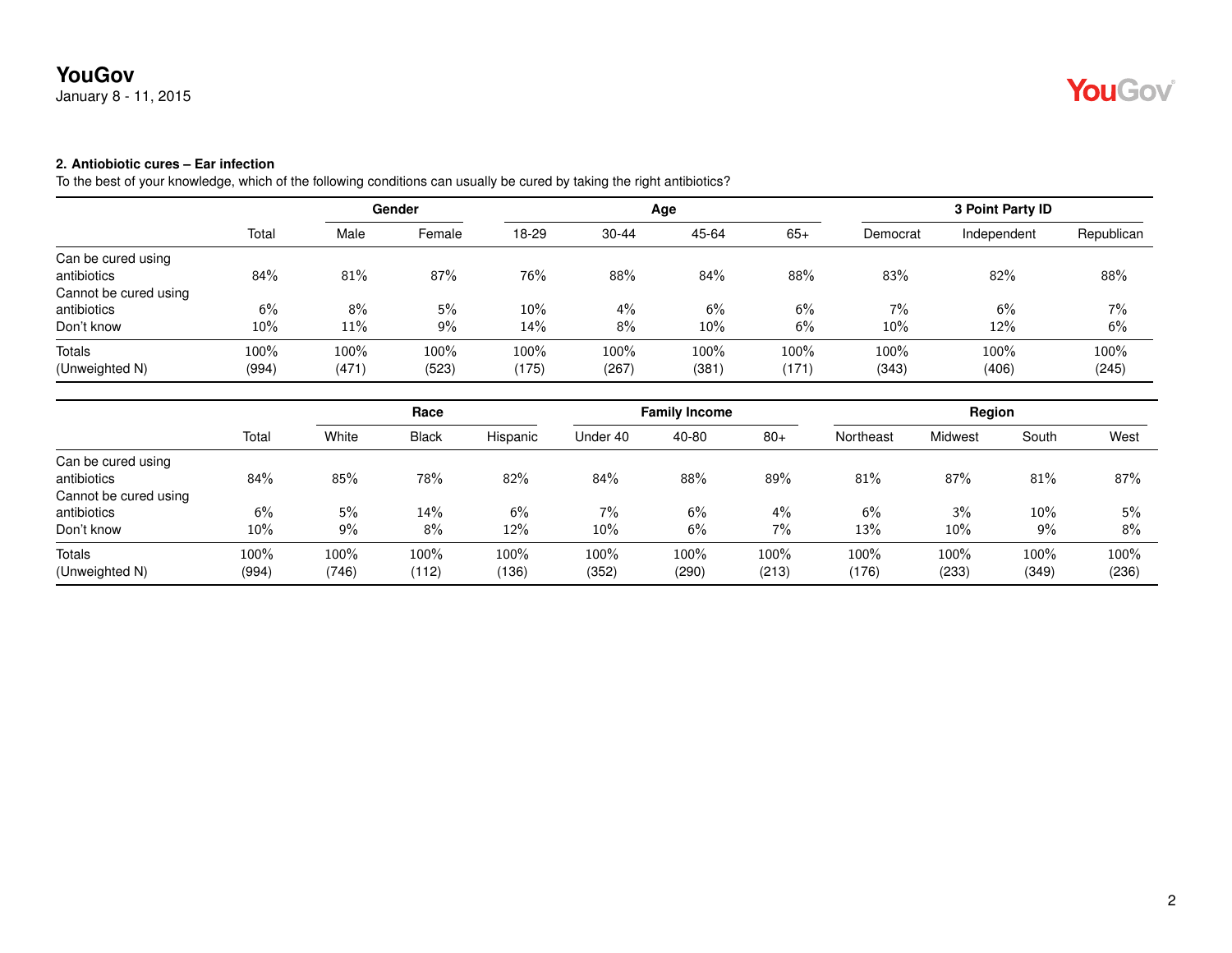**2. Antibiotic cures – Ear infection**

To the best of your knowledge, which of the following conditions can usually be cured by taking the right antibiotics?

| | Total | Gender | | Age | | | | 3 Point Party ID | | |
|---|---|---|---|---|---|---|---|---|---|---|
| | | Male | Female | 18-29 | 30-44 | 45-64 | 65+ | Democrat | Independent | Republican |
| Can be cured using antibiotics | 84% | 81% | 87% | 76% | 88% | 84% | 88% | 83% | 82% | 88% |
| Cannot be cured using antibiotics | 6% | 8% | 5% | 10% | 4% | 6% | 6% | 7% | 6% | 7% |
| Don't know | 10% | 11% | 9% | 14% | 8% | 10% | 6% | 10% | 12% | 6% |
| Totals | 100% | 100% | 100% | 100% | 100% | 100% | 100% | 100% | 100% | 100% |
| (Unweighted N) | (994) | (471) | (523) | (175) | (267) | (381) | (171) | (343) | (406) | (245) |

| | Total | Race | | | Family Income | | | Region | | | |
|---|---|---|---|---|---|---|---|---|---|---|---|
| | | White | Black | Hispanic | Under 40 | 40-80 | 80+ | Northeast | Midwest | South | West |
| Can be cured using antibiotics | 84% | 85% | 78% | 82% | 84% | 88% | 89% | 81% | 87% | 81% | 87% |
| Cannot be cured using antibiotics | 6% | 5% | 14% | 6% | 7% | 6% | 4% | 6% | 3% | 10% | 5% |
| Don't know | 10% | 9% | 8% | 12% | 10% | 6% | 7% | 13% | 10% | 9% | 8% |
| Totals | 100% | 100% | 100% | 100% | 100% | 100% | 100% | 100% | 100% | 100% | 100% |
| (Unweighted N) | (994) | (746) | (112) | (136) | (352) | (290) | (213) | (176) | (233) | (349) | (236) |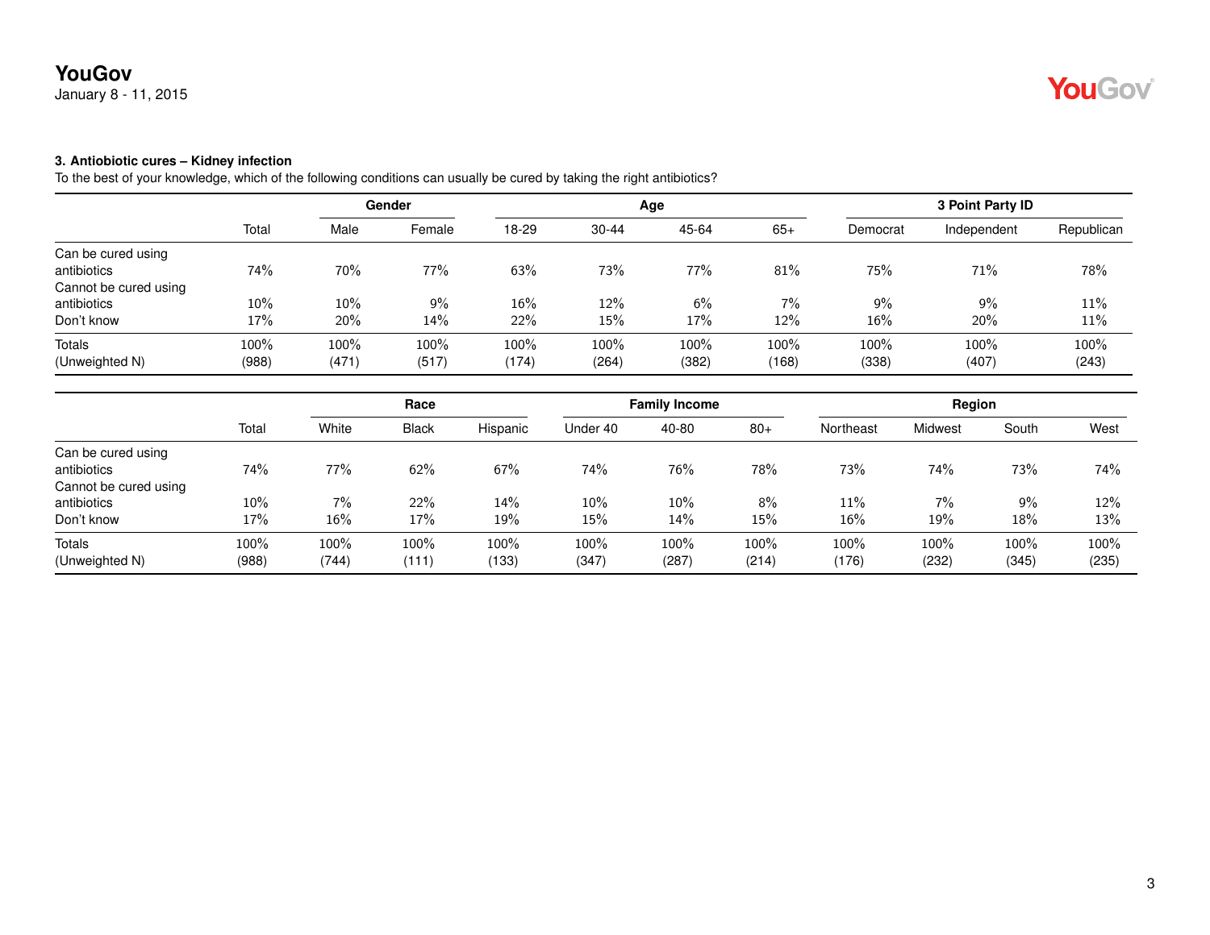**3. Antibiotic cures – Kidney infection**

To the best of your knowledge, which of the following conditions can usually be cured by taking the right antibiotics?

| | Total | Gender | | Age | | | | 3 Point Party ID | | |
|---|---|---|---|---|---|---|---|---|---|---|
| | | Male | Female | 18-29 | 30-44 | 45-64 | 65+ | Democrat | Independent | Republican |
| Can be cured using antibiotics | 74% | 70% | 77% | 63% | 73% | 77% | 81% | 75% | 71% | 78% |
| Cannot be cured using antibiotics | 10% | 10% | 9% | 16% | 12% | 6% | 7% | 9% | 9% | 11% |
| Don't know | 17% | 20% | 14% | 22% | 15% | 17% | 12% | 16% | 20% | 11% |
| Totals | 100% | 100% | 100% | 100% | 100% | 100% | 100% | 100% | 100% | 100% |
| (Unweighted N) | (988) | (471) | (517) | (174) | (264) | (382) | (168) | (338) | (407) | (243) |

| | Total | Race | | | Family Income | | | Region | | | |
|---|---|---|---|---|---|---|---|---|---|---|---|
| | | White | Black | Hispanic | Under 40 | 40-80 | 80+ | Northeast | Midwest | South | West |
| Can be cured using antibiotics | 74% | 77% | 62% | 67% | 74% | 76% | 78% | 73% | 74% | 73% | 74% |
| Cannot be cured using antibiotics | 10% | 7% | 22% | 14% | 10% | 10% | 8% | 11% | 7% | 9% | 12% |
| Don't know | 17% | 16% | 17% | 19% | 15% | 14% | 15% | 16% | 19% | 18% | 13% |
| Totals | 100% | 100% | 100% | 100% | 100% | 100% | 100% | 100% | 100% | 100% | 100% |
| (Unweighted N) | (988) | (744) | (111) | (133) | (347) | (287) | (214) | (176) | (232) | (345) | (235) |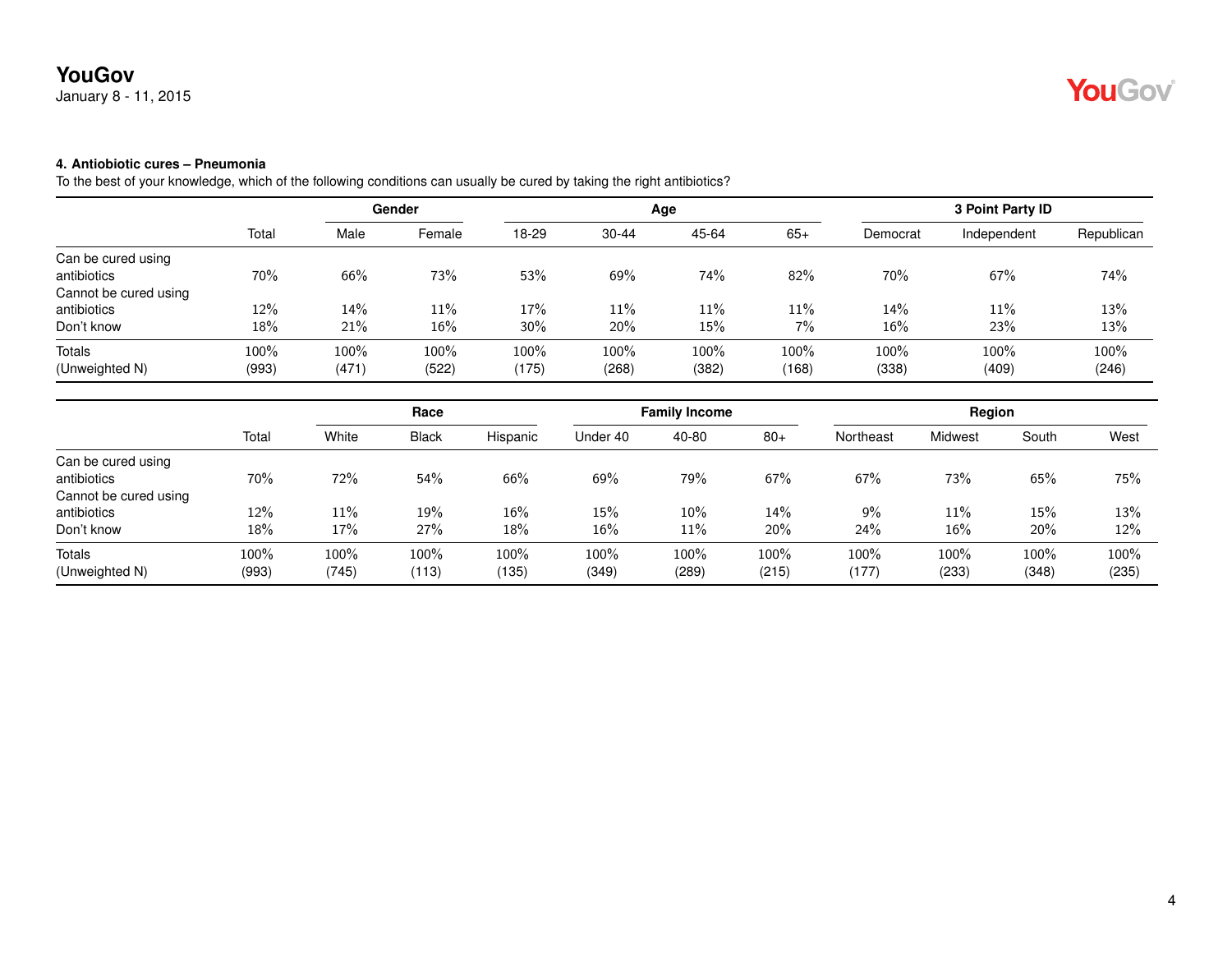**YouGov**
January 8 - 11, 2015

#### 4. Antibiotic cures – Pneumonia

To the best of your knowledge, which of the following conditions can usually be cured by taking the right antibiotics?

| | | Gender | | Age | | | | 3 Point Party ID | | |
|---|---|---|---|---|---|---|---|---|---|---|
| | Total | Male | Female | 18-29 | 30-44 | 45-64 | 65+ | Democrat | Independent | Republican |
| Can be cured using antibiotics | 70% | 66% | 73% | 53% | 69% | 74% | 82% | 70% | 67% | 74% |
| Cannot be cured using antibiotics | 12% | 14% | 11% | 17% | 11% | 11% | 11% | 14% | 11% | 13% |
| Don't know | 18% | 21% | 16% | 30% | 20% | 15% | 7% | 16% | 23% | 13% |
| Totals | 100% | 100% | 100% | 100% | 100% | 100% | 100% | 100% | 100% | 100% |
| (Unweighted N) | (993) | (471) | (522) | (175) | (268) | (382) | (168) | (338) | (409) | (246) |

| | | Race | | | Family Income | | | Region | | | |
|---|---|---|---|---|---|---|---|---|---|---|---|
| | Total | White | Black | Hispanic | Under 40 | 40-80 | 80+ | Northeast | Midwest | South | West |
| Can be cured using antibiotics | 70% | 72% | 54% | 66% | 69% | 79% | 67% | 67% | 73% | 65% | 75% |
| Cannot be cured using antibiotics | 12% | 11% | 19% | 16% | 15% | 10% | 14% | 9% | 11% | 15% | 13% |
| Don't know | 18% | 17% | 27% | 18% | 16% | 11% | 20% | 24% | 16% | 20% | 12% |
| Totals | 100% | 100% | 100% | 100% | 100% | 100% | 100% | 100% | 100% | 100% | 100% |
| (Unweighted N) | (993) | (745) | (113) | (135) | (349) | (289) | (215) | (177) | (233) | (348) | (235) |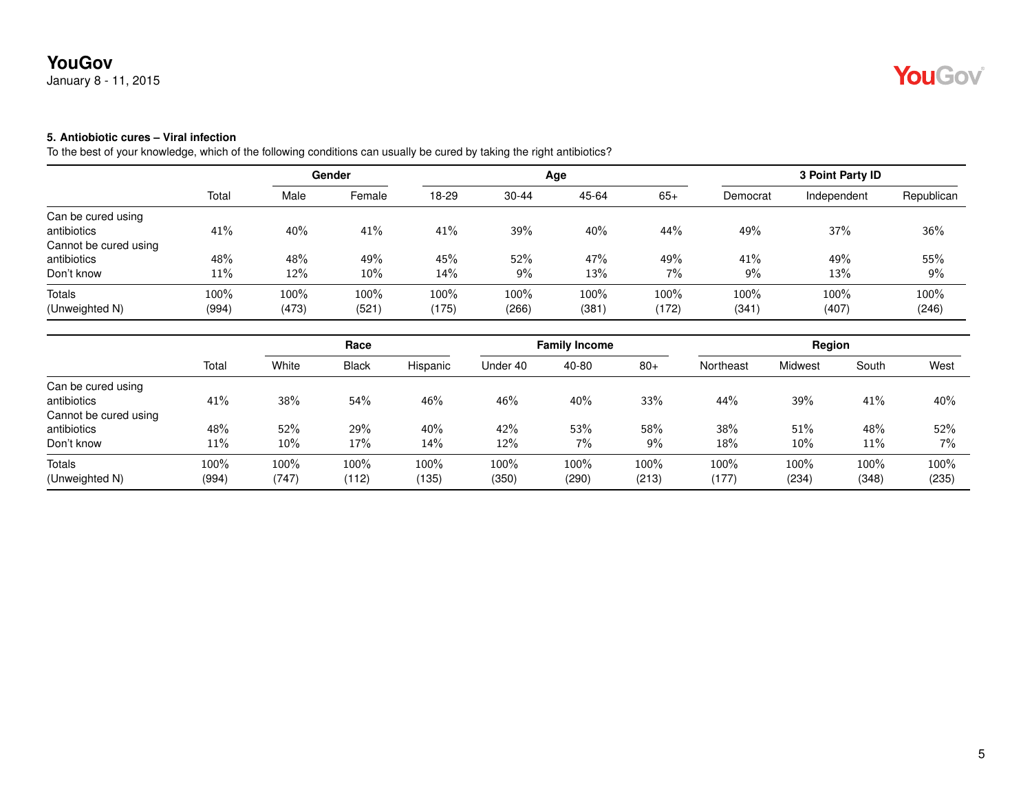**5. Antibiotic cures – Viral infection**

To the best of your knowledge, which of the following conditions can usually be cured by taking the right antibiotics?

| | | Gender | | Age | | | | 3 Point Party ID | | |
|---|---|---|---|---|---|---|---|---|---|---|
| | Total | Male | Female | 18-29 | 30-44 | 45-64 | 65+ | Democrat | Independent | Republican |
| Can be cured using antibiotics | 41% | 40% | 41% | 41% | 39% | 40% | 44% | 49% | 37% | 36% |
| Cannot be cured using antibiotics | 48% | 48% | 49% | 45% | 52% | 47% | 49% | 41% | 49% | 55% |
| Don't know | 11% | 12% | 10% | 14% | 9% | 13% | 7% | 9% | 13% | 9% |
| Totals | 100% | 100% | 100% | 100% | 100% | 100% | 100% | 100% | 100% | 100% |
| (Unweighted N) | (994) | (473) | (521) | (175) | (266) | (381) | (172) | (341) | (407) | (246) |

| | | Race | | | Family Income | | | Region | | | |
|---|---|---|---|---|---|---|---|---|---|---|---|
| | Total | White | Black | Hispanic | Under 40 | 40-80 | 80+ | Northeast | Midwest | South | West |
| Can be cured using antibiotics | 41% | 38% | 54% | 46% | 46% | 40% | 33% | 44% | 39% | 41% | 40% |
| Cannot be cured using antibiotics | 48% | 52% | 29% | 40% | 42% | 53% | 58% | 38% | 51% | 48% | 52% |
| Don't know | 11% | 10% | 17% | 14% | 12% | 7% | 9% | 18% | 10% | 11% | 7% |
| Totals | 100% | 100% | 100% | 100% | 100% | 100% | 100% | 100% | 100% | 100% | 100% |
| (Unweighted N) | (994) | (747) | (112) | (135) | (350) | (290) | (213) | (177) | (234) | (348) | (235) |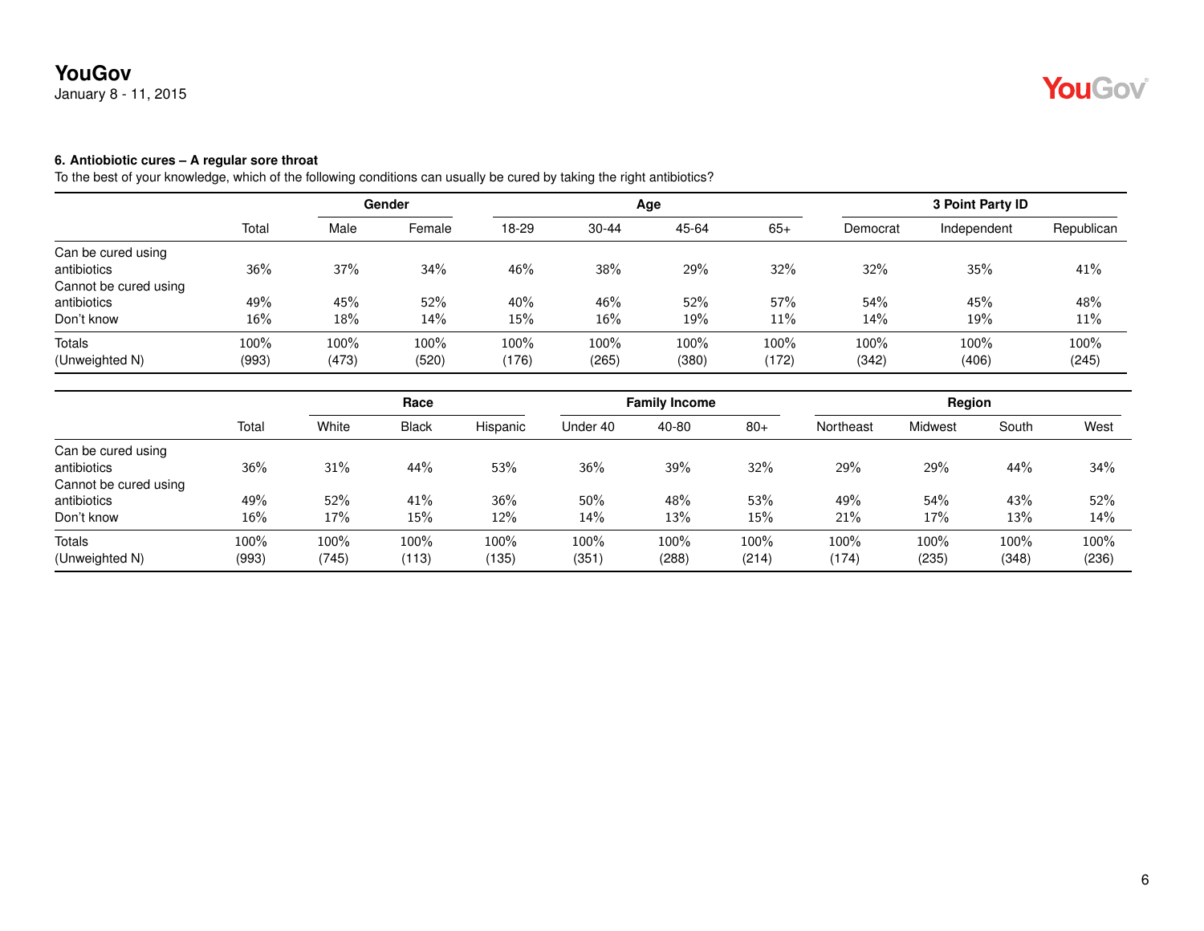### 6. Antiobiotic cures – A regular sore throat

To the best of your knowledge, which of the following conditions can usually be cured by taking the right antibiotics?

| | | Gender | | Age | | | | 3 Point Party ID | | |
|---|---|---|---|---|---|---|---|---|---|---|
| | Total | Male | Female | 18-29 | 30-44 | 45-64 | 65+ | Democrat | Independent | Republican |
| Can be cured using antibiotics | 36% | 37% | 34% | 46% | 38% | 29% | 32% | 32% | 35% | 41% |
| Cannot be cured using antibiotics | 49% | 45% | 52% | 40% | 46% | 52% | 57% | 54% | 45% | 48% |
| Don't know | 16% | 18% | 14% | 15% | 16% | 19% | 11% | 14% | 19% | 11% |
| Totals | 100% | 100% | 100% | 100% | 100% | 100% | 100% | 100% | 100% | 100% |
| (Unweighted N) | (993) | (473) | (520) | (176) | (265) | (380) | (172) | (342) | (406) | (245) |

| | | Race | | | Family Income | | | Region | | | |
|---|---|---|---|---|---|---|---|---|---|---|---|
| | Total | White | Black | Hispanic | Under 40 | 40-80 | 80+ | Northeast | Midwest | South | West |
| Can be cured using antibiotics | 36% | 31% | 44% | 53% | 36% | 39% | 32% | 29% | 29% | 44% | 34% |
| Cannot be cured using antibiotics | 49% | 52% | 41% | 36% | 50% | 48% | 53% | 49% | 54% | 43% | 52% |
| Don't know | 16% | 17% | 15% | 12% | 14% | 13% | 15% | 21% | 17% | 13% | 14% |
| Totals | 100% | 100% | 100% | 100% | 100% | 100% | 100% | 100% | 100% | 100% | 100% |
| (Unweighted N) | (993) | (745) | (113) | (135) | (351) | (288) | (214) | (174) | (235) | (348) | (236) |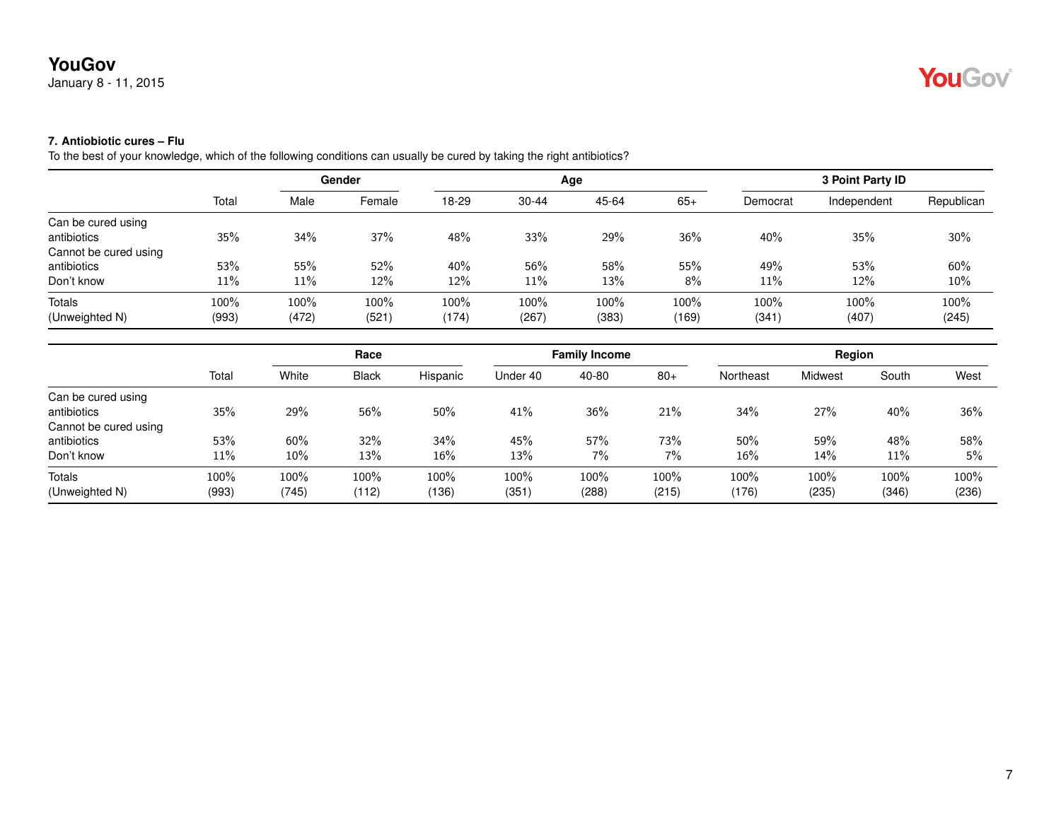**YouGov**
January 8 - 11, 2015

### 7. Antibiotic cures – Flu

To the best of your knowledge, which of the following conditions can usually be cured by taking the right antibiotics?

| | | Gender | | Age | | | | 3 Point Party ID | | |
|---|---|---|---|---|---|---|---|---|---|---|
| | Total | Male | Female | 18-29 | 30-44 | 45-64 | 65+ | Democrat | Independent | Republican |
| Can be cured using antibiotics | 35% | 34% | 37% | 48% | 33% | 29% | 36% | 40% | 35% | 30% |
| Cannot be cured using antibiotics | 53% | 55% | 52% | 40% | 56% | 58% | 55% | 49% | 53% | 60% |
| Don't know | 11% | 11% | 12% | 12% | 11% | 13% | 8% | 11% | 12% | 10% |
| Totals | 100% | 100% | 100% | 100% | 100% | 100% | 100% | 100% | 100% | 100% |
| (Unweighted N) | (993) | (472) | (521) | (174) | (267) | (383) | (169) | (341) | (407) | (245) |

| | | Race | | | Family Income | | | Region | | | |
|---|---|---|---|---|---|---|---|---|---|---|---|
| | Total | White | Black | Hispanic | Under 40 | 40-80 | 80+ | Northeast | Midwest | South | West |
| Can be cured using antibiotics | 35% | 29% | 56% | 50% | 41% | 36% | 21% | 34% | 27% | 40% | 36% |
| Cannot be cured using antibiotics | 53% | 60% | 32% | 34% | 45% | 57% | 73% | 50% | 59% | 48% | 58% |
| Don't know | 11% | 10% | 13% | 16% | 13% | 7% | 7% | 16% | 14% | 11% | 5% |
| Totals | 100% | 100% | 100% | 100% | 100% | 100% | 100% | 100% | 100% | 100% | 100% |
| (Unweighted N) | (993) | (745) | (112) | (136) | (351) | (288) | (215) | (176) | (235) | (346) | (236) |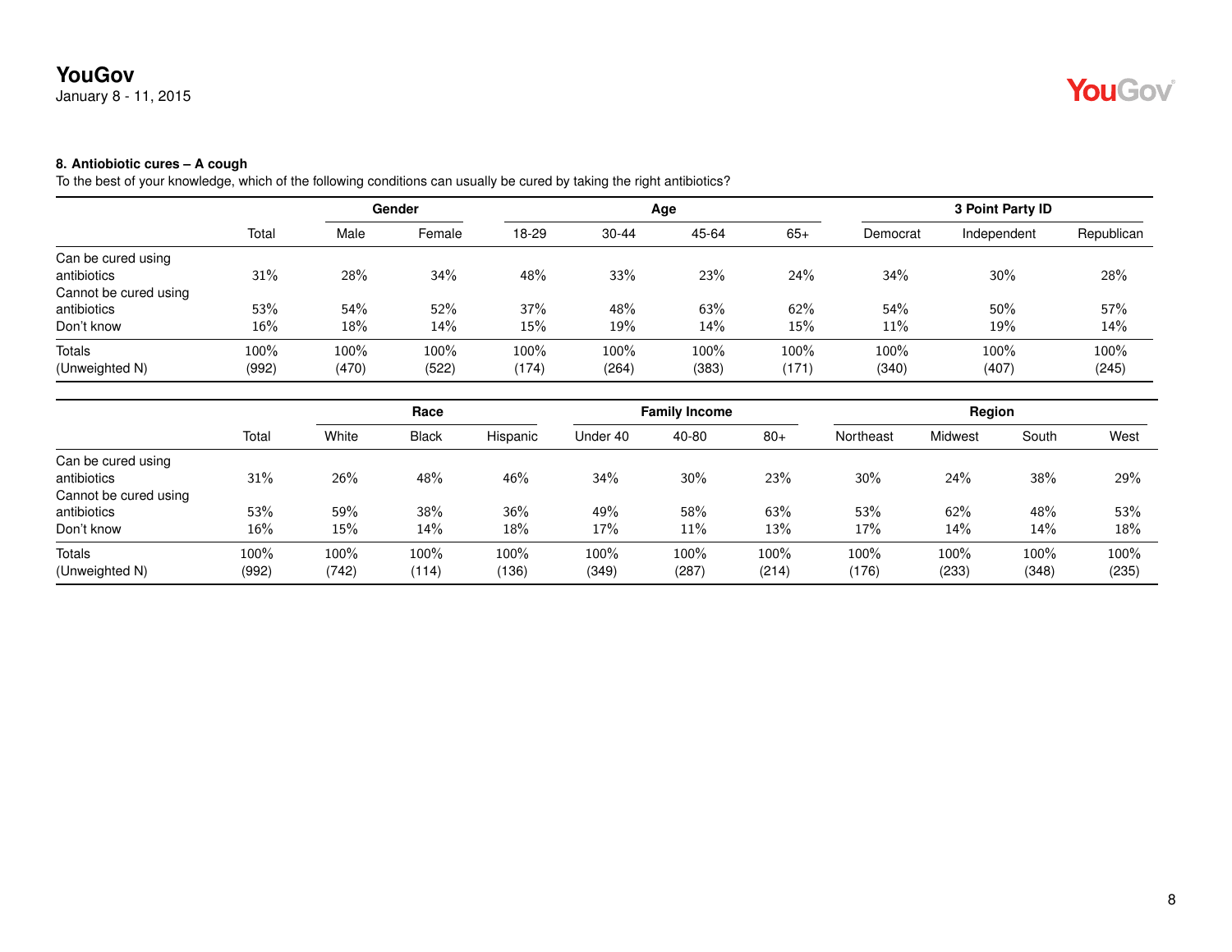**8. Antibiotic cures – A cough**

To the best of your knowledge, which of the following conditions can usually be cured by taking the right antibiotics?

| | Total | Gender | | Age | | | | 3 Point Party ID | | |
|---|---|---|---|---|---|---|---|---|---|---|
| | | Male | Female | 18-29 | 30-44 | 45-64 | 65+ | Democrat | Independent | Republican |
| Can be cured using antibiotics | 31% | 28% | 34% | 48% | 33% | 23% | 24% | 34% | 30% | 28% |
| Cannot be cured using antibiotics | 53% | 54% | 52% | 37% | 48% | 63% | 62% | 54% | 50% | 57% |
| Don't know | 16% | 18% | 14% | 15% | 19% | 14% | 15% | 11% | 19% | 14% |
| Totals | 100% | 100% | 100% | 100% | 100% | 100% | 100% | 100% | 100% | 100% |
| (Unweighted N) | (992) | (470) | (522) | (174) | (264) | (383) | (171) | (340) | (407) | (245) |

| | Total | Race | | | Family Income | | | Region | | | |
|---|---|---|---|---|---|---|---|---|---|---|---|
| | | White | Black | Hispanic | Under 40 | 40-80 | 80+ | Northeast | Midwest | South | West |
| Can be cured using antibiotics | 31% | 26% | 48% | 46% | 34% | 30% | 23% | 30% | 24% | 38% | 29% |
| Cannot be cured using antibiotics | 53% | 59% | 38% | 36% | 49% | 58% | 63% | 53% | 62% | 48% | 53% |
| Don't know | 16% | 15% | 14% | 18% | 17% | 11% | 13% | 17% | 14% | 14% | 18% |
| Totals | 100% | 100% | 100% | 100% | 100% | 100% | 100% | 100% | 100% | 100% | 100% |
| (Unweighted N) | (992) | (742) | (114) | (136) | (349) | (287) | (214) | (176) | (233) | (348) | (235) |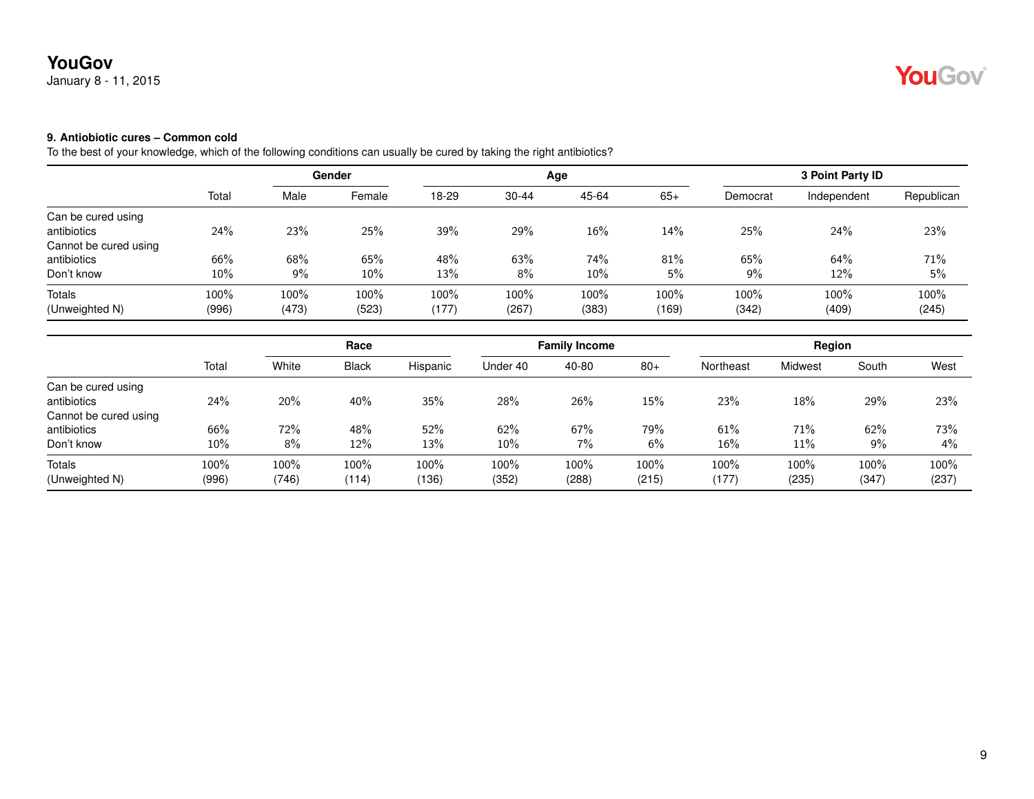**9. Antibiotic cures – Common cold**

To the best of your knowledge, which of the following conditions can usually be cured by taking the right antibiotics?

| | Total | Gender | | Age | | | | 3 Point Party ID | | |
|---|---|---|---|---|---|---|---|---|---|---|
| | | Male | Female | 18-29 | 30-44 | 45-64 | 65+ | Democrat | Independent | Republican |
| Can be cured using antibiotics | 24% | 23% | 25% | 39% | 29% | 16% | 14% | 25% | 24% | 23% |
| Cannot be cured using antibiotics | 66% | 68% | 65% | 48% | 63% | 74% | 81% | 65% | 64% | 71% |
| Don't know | 10% | 9% | 10% | 13% | 8% | 10% | 5% | 9% | 12% | 5% |
| Totals | 100% | 100% | 100% | 100% | 100% | 100% | 100% | 100% | 100% | 100% |
| (Unweighted N) | (996) | (473) | (523) | (177) | (267) | (383) | (169) | (342) | (409) | (245) |

| | Total | Race | | | Family Income | | | Region | | | |
|---|---|---|---|---|---|---|---|---|---|---|---|
| | | White | Black | Hispanic | Under 40 | 40-80 | 80+ | Northeast | Midwest | South | West |
| Can be cured using antibiotics | 24% | 20% | 40% | 35% | 28% | 26% | 15% | 23% | 18% | 29% | 23% |
| Cannot be cured using antibiotics | 66% | 72% | 48% | 52% | 62% | 67% | 79% | 61% | 71% | 62% | 73% |
| Don't know | 10% | 8% | 12% | 13% | 10% | 7% | 6% | 16% | 11% | 9% | 4% |
| Totals | 100% | 100% | 100% | 100% | 100% | 100% | 100% | 100% | 100% | 100% | 100% |
| (Unweighted N) | (996) | (746) | (114) | (136) | (352) | (288) | (215) | (177) | (235) | (347) | (237) |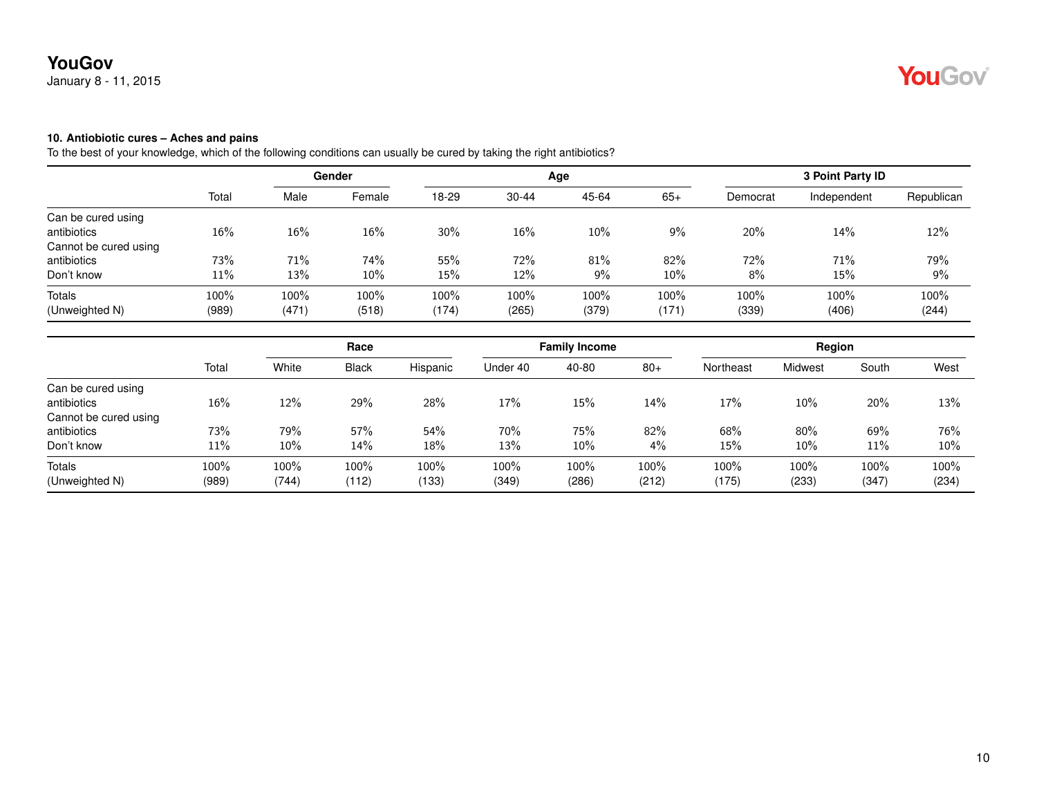### 10. Antibiotic cures – Aches and pains

To the best of your knowledge, which of the following conditions can usually be cured by taking the right antibiotics?

| | Total | Gender | | Age | | | | 3 Point Party ID | | |
|---|---|---|---|---|---|---|---|---|---|---|
| | | Male | Female | 18-29 | 30-44 | 45-64 | 65+ | Democrat | Independent | Republican |
| Can be cured using antibiotics | 16% | 16% | 16% | 30% | 16% | 10% | 9% | 20% | 14% | 12% |
| Cannot be cured using antibiotics | 73% | 71% | 74% | 55% | 72% | 81% | 82% | 72% | 71% | 79% |
| Don't know | 11% | 13% | 10% | 15% | 12% | 9% | 10% | 8% | 15% | 9% |
| Totals | 100% | 100% | 100% | 100% | 100% | 100% | 100% | 100% | 100% | 100% |
| (Unweighted N) | (989) | (471) | (518) | (174) | (265) | (379) | (171) | (339) | (406) | (244) |

| | Total | Race | | | Family Income | | | Region | | | |
|---|---|---|---|---|---|---|---|---|---|---|---|
| | | White | Black | Hispanic | Under 40 | 40-80 | 80+ | Northeast | Midwest | South | West |
| Can be cured using antibiotics | 16% | 12% | 29% | 28% | 17% | 15% | 14% | 17% | 10% | 20% | 13% |
| Cannot be cured using antibiotics | 73% | 79% | 57% | 54% | 70% | 75% | 82% | 68% | 80% | 69% | 76% |
| Don't know | 11% | 10% | 14% | 18% | 13% | 10% | 4% | 15% | 10% | 11% | 10% |
| Totals | 100% | 100% | 100% | 100% | 100% | 100% | 100% | 100% | 100% | 100% | 100% |
| (Unweighted N) | (989) | (744) | (112) | (133) | (349) | (286) | (212) | (175) | (233) | (347) | (234) |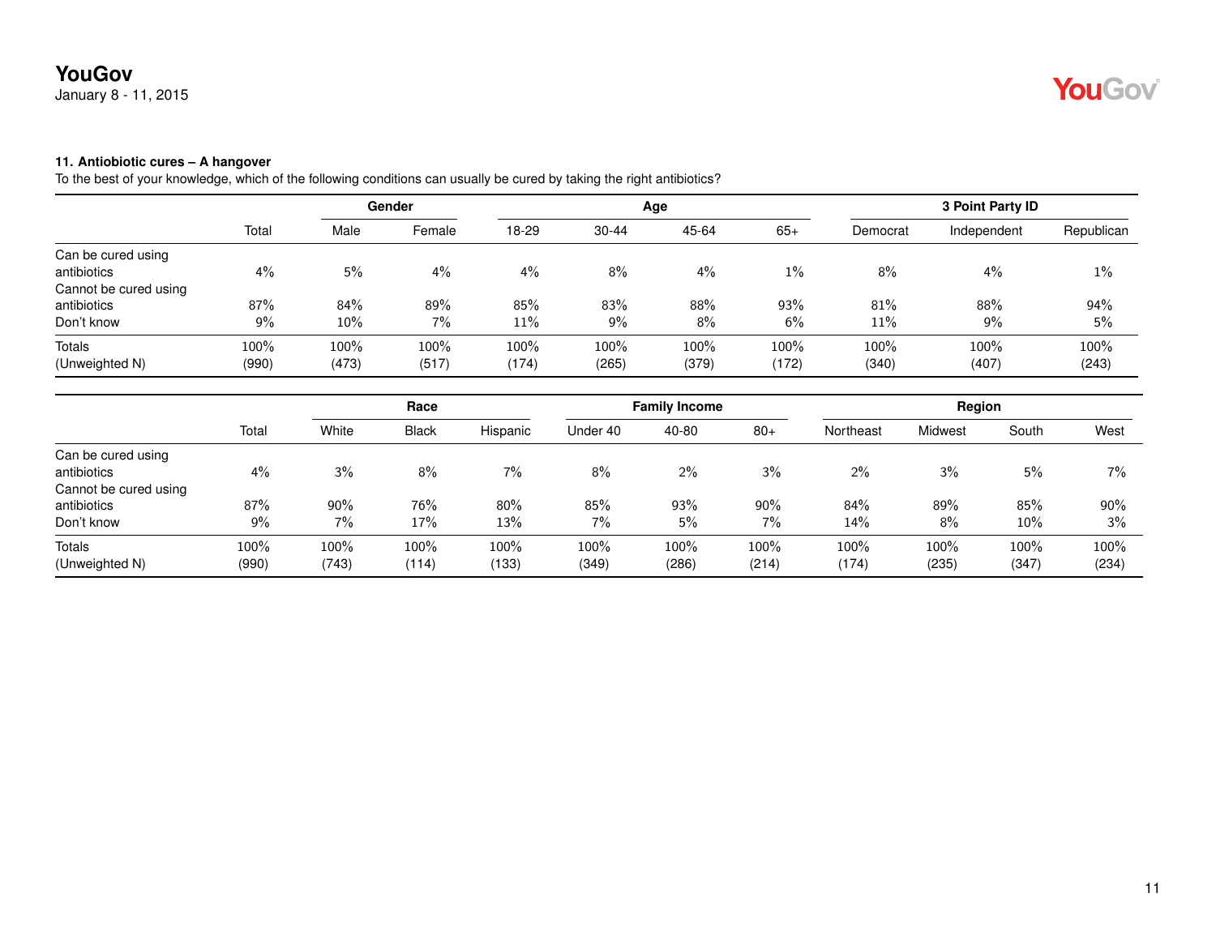**11. Antibiotic cures – A hangover**

To the best of your knowledge, which of the following conditions can usually be cured by taking the right antibiotics?

| | Total | Gender | | Age | | | | 3 Point Party ID | | |
|---|---|---|---|---|---|---|---|---|---|---|
| | | Male | Female | 18-29 | 30-44 | 45-64 | 65+ | Democrat | Independent | Republican |
| Can be cured using antibiotics | 4% | 5% | 4% | 4% | 8% | 4% | 1% | 8% | 4% | 1% |
| Cannot be cured using antibiotics | 87% | 84% | 89% | 85% | 83% | 88% | 93% | 81% | 88% | 94% |
| Don't know | 9% | 10% | 7% | 11% | 9% | 8% | 6% | 11% | 9% | 5% |
| Totals | 100% | 100% | 100% | 100% | 100% | 100% | 100% | 100% | 100% | 100% |
| (Unweighted N) | (990) | (473) | (517) | (174) | (265) | (379) | (172) | (340) | (407) | (243) |

| | Total | Race | | | Family Income | | | Region | | | |
|---|---|---|---|---|---|---|---|---|---|---|---|
| | | White | Black | Hispanic | Under 40 | 40-80 | 80+ | Northeast | Midwest | South | West |
| Can be cured using antibiotics | 4% | 3% | 8% | 7% | 8% | 2% | 3% | 2% | 3% | 5% | 7% |
| Cannot be cured using antibiotics | 87% | 90% | 76% | 80% | 85% | 93% | 90% | 84% | 89% | 85% | 90% |
| Don't know | 9% | 7% | 17% | 13% | 7% | 5% | 7% | 14% | 8% | 10% | 3% |
| Totals | 100% | 100% | 100% | 100% | 100% | 100% | 100% | 100% | 100% | 100% | 100% |
| (Unweighted N) | (990) | (743) | (114) | (133) | (349) | (286) | (214) | (174) | (235) | (347) | (234) |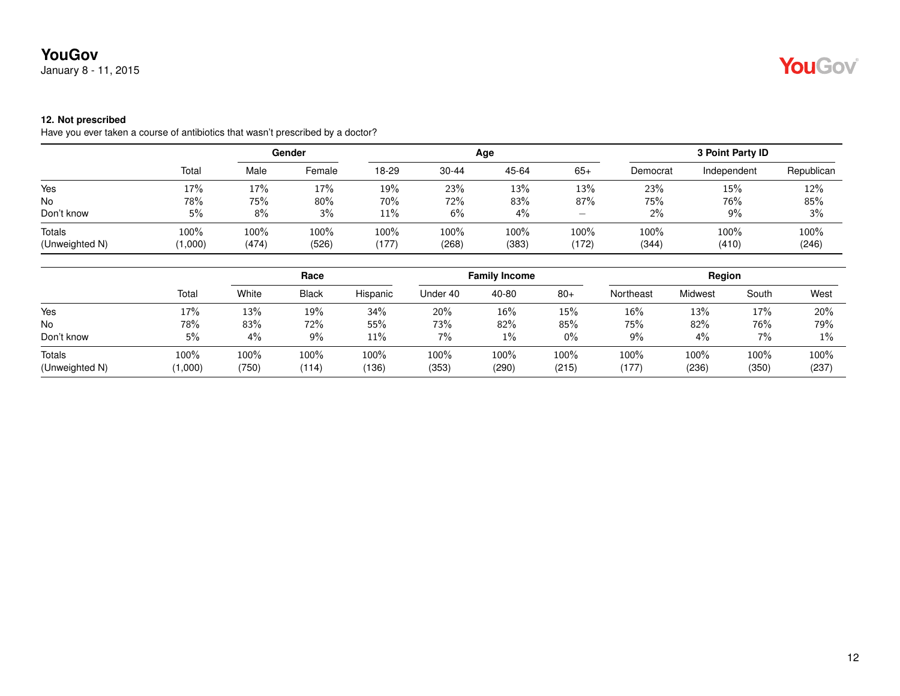**YouGov**
January 8 - 11, 2015

**12. Not prescribed**
Have you ever taken a course of antibiotics that wasn't prescribed by a doctor?

| | | Gender | | Age | | | | 3 Point Party ID | | |
|---|---|---|---|---|---|---|---|---|---|---|
| | Total | Male | Female | 18-29 | 30-44 | 45-64 | 65+ | Democrat | Independent | Republican |
| Yes | 17% | 17% | 17% | 19% | 23% | 13% | 13% | 23% | 15% | 12% |
| No | 78% | 75% | 80% | 70% | 72% | 83% | 87% | 75% | 76% | 85% |
| Don't know | 5% | 8% | 3% | 11% | 6% | 4% | – | 2% | 9% | 3% |
| Totals | 100% | 100% | 100% | 100% | 100% | 100% | 100% | 100% | 100% | 100% |
| (Unweighted N) | (1,000) | (474) | (526) | (177) | (268) | (383) | (172) | (344) | (410) | (246) |

| | | Race | | | Family Income | | | Region | | | |
|---|---|---|---|---|---|---|---|---|---|---|---|
| | Total | White | Black | Hispanic | Under 40 | 40-80 | 80+ | Northeast | Midwest | South | West |
| Yes | 17% | 13% | 19% | 34% | 20% | 16% | 15% | 16% | 13% | 17% | 20% |
| No | 78% | 83% | 72% | 55% | 73% | 82% | 85% | 75% | 82% | 76% | 79% |
| Don't know | 5% | 4% | 9% | 11% | 7% | 1% | 0% | 9% | 4% | 7% | 1% |
| Totals | 100% | 100% | 100% | 100% | 100% | 100% | 100% | 100% | 100% | 100% | 100% |
| (Unweighted N) | (1,000) | (750) | (114) | (136) | (353) | (290) | (215) | (177) | (236) | (350) | (237) |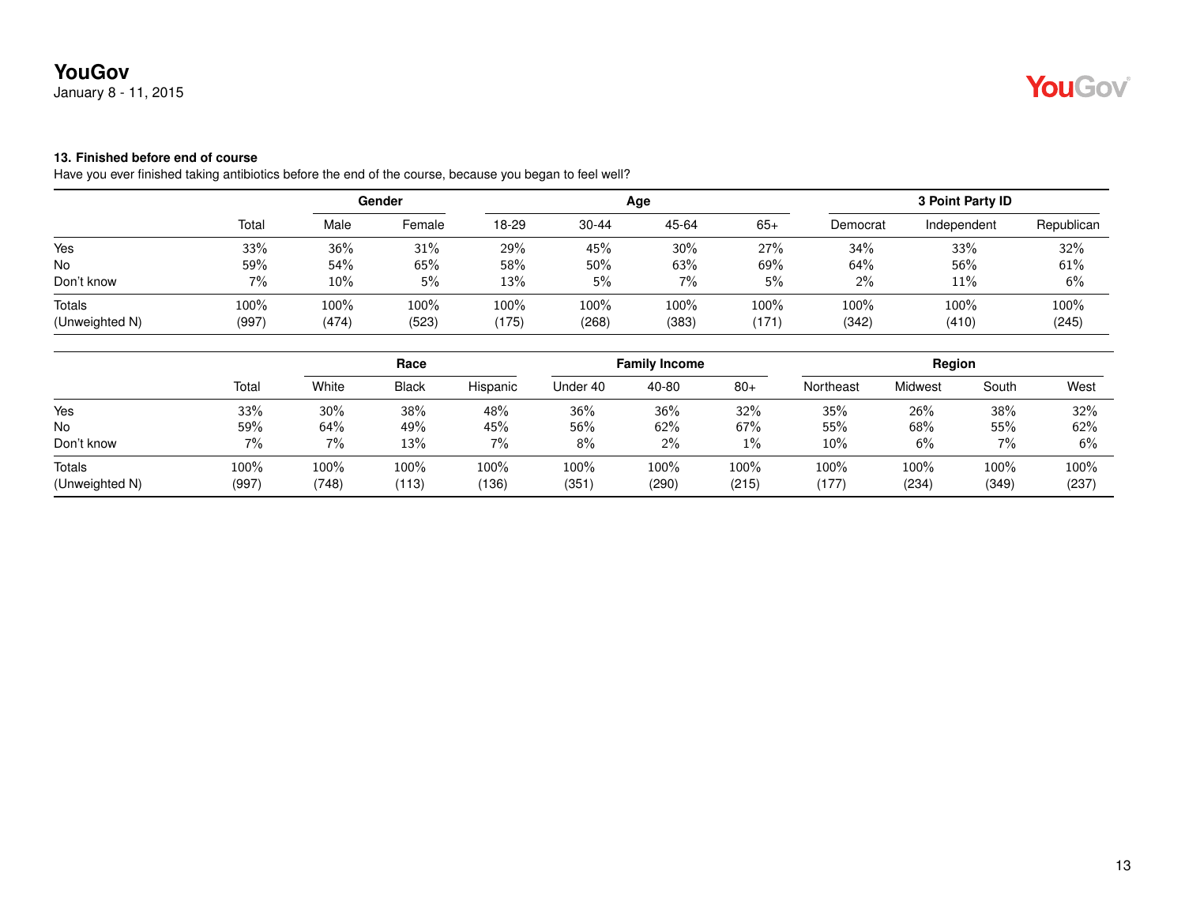### 13. Finished before end of course

Have you ever finished taking antibiotics before the end of the course, because you began to feel well?

| | Total | Gender | | Age | | | | 3 Point Party ID | | |
|---|---|---|---|---|---|---|---|---|---|---|
| | | Male | Female | 18-29 | 30-44 | 45-64 | 65+ | Democrat | Independent | Republican |
| Yes | 33% | 36% | 31% | 29% | 45% | 30% | 27% | 34% | 33% | 32% |
| No | 59% | 54% | 65% | 58% | 50% | 63% | 69% | 64% | 56% | 61% |
| Don't know | 7% | 10% | 5% | 13% | 5% | 7% | 5% | 2% | 11% | 6% |
| Totals | 100% | 100% | 100% | 100% | 100% | 100% | 100% | 100% | 100% | 100% |
| (Unweighted N) | (997) | (474) | (523) | (175) | (268) | (383) | (171) | (342) | (410) | (245) |

| | Total | Race | | | Family Income | | | Region | | | |
|---|---|---|---|---|---|---|---|---|---|---|---|
| | | White | Black | Hispanic | Under 40 | 40-80 | 80+ | Northeast | Midwest | South | West |
| Yes | 33% | 30% | 38% | 48% | 36% | 36% | 32% | 35% | 26% | 38% | 32% |
| No | 59% | 64% | 49% | 45% | 56% | 62% | 67% | 55% | 68% | 55% | 62% |
| Don't know | 7% | 7% | 13% | 7% | 8% | 2% | 1% | 10% | 6% | 7% | 6% |
| Totals | 100% | 100% | 100% | 100% | 100% | 100% | 100% | 100% | 100% | 100% | 100% |
| (Unweighted N) | (997) | (748) | (113) | (136) | (351) | (290) | (215) | (177) | (234) | (349) | (237) |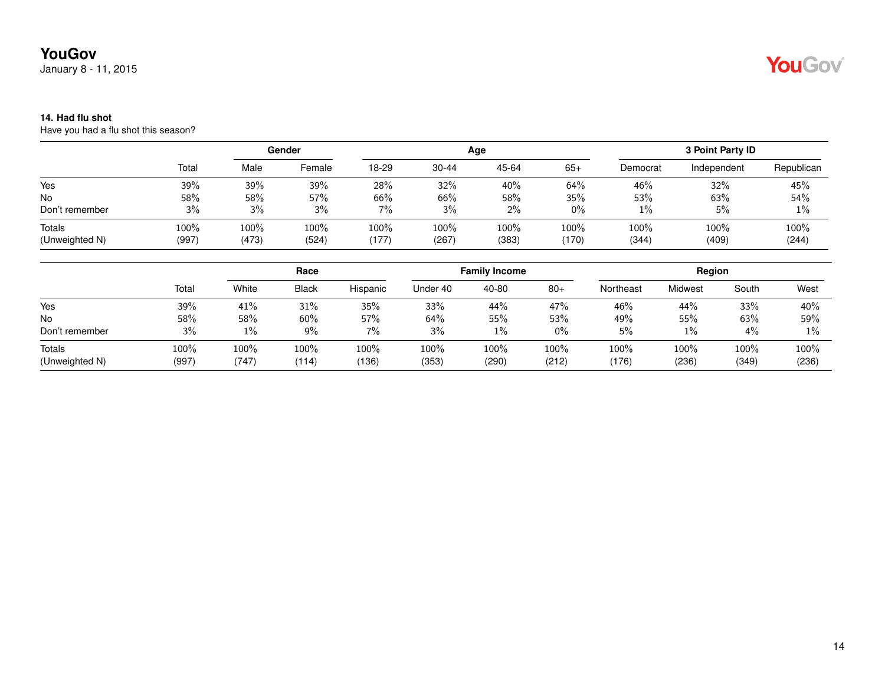### 14. Had flu shot

Have you had a flu shot this season?

| | Total | Gender | | Age | | | | 3 Point Party ID | | |
|---|---|---|---|---|---|---|---|---|---|---|
| | | Male | Female | 18-29 | 30-44 | 45-64 | 65+ | Democrat | Independent | Republican |
| Yes | 39% | 39% | 39% | 28% | 32% | 40% | 64% | 46% | 32% | 45% |
| No | 58% | 58% | 57% | 66% | 66% | 58% | 35% | 53% | 63% | 54% |
| Don't remember | 3% | 3% | 3% | 7% | 3% | 2% | 0% | 1% | 5% | 1% |
| Totals | 100% | 100% | 100% | 100% | 100% | 100% | 100% | 100% | 100% | 100% |
| (Unweighted N) | (997) | (473) | (524) | (177) | (267) | (383) | (170) | (344) | (409) | (244) |

| | Total | Race | | | Family Income | | | Region | | | |
|---|---|---|---|---|---|---|---|---|---|---|---|
| | | White | Black | Hispanic | Under 40 | 40-80 | 80+ | Northeast | Midwest | South | West |
| Yes | 39% | 41% | 31% | 35% | 33% | 44% | 47% | 46% | 44% | 33% | 40% |
| No | 58% | 58% | 60% | 57% | 64% | 55% | 53% | 49% | 55% | 63% | 59% |
| Don't remember | 3% | 1% | 9% | 7% | 3% | 1% | 0% | 5% | 1% | 4% | 1% |
| Totals | 100% | 100% | 100% | 100% | 100% | 100% | 100% | 100% | 100% | 100% | 100% |
| (Unweighted N) | (997) | (747) | (114) | (136) | (353) | (290) | (212) | (176) | (236) | (349) | (236) |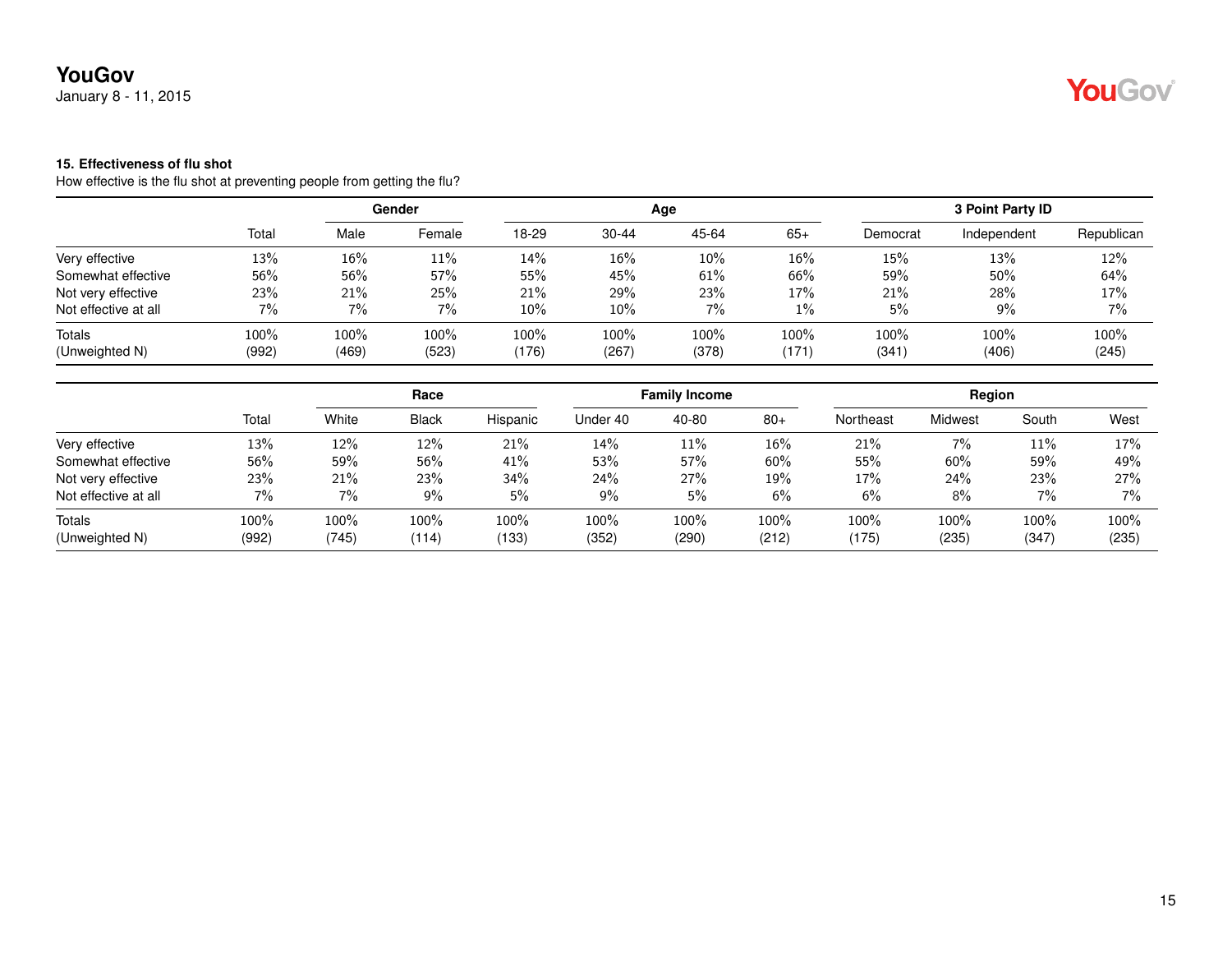### 15. Effectiveness of flu shot

How effective is the flu shot at preventing people from getting the flu?

| | | Gender | | Age | | | | 3 Point Party ID | | |
|---|---|---|---|---|---|---|---|---|---|---|
| | Total | Male | Female | 18-29 | 30-44 | 45-64 | 65+ | Democrat | Independent | Republican |
| Very effective | 13% | 16% | 11% | 14% | 16% | 10% | 16% | 15% | 13% | 12% |
| Somewhat effective | 56% | 56% | 57% | 55% | 45% | 61% | 66% | 59% | 50% | 64% |
| Not very effective | 23% | 21% | 25% | 21% | 29% | 23% | 17% | 21% | 28% | 17% |
| Not effective at all | 7% | 7% | 7% | 10% | 10% | 7% | 1% | 5% | 9% | 7% |
| Totals | 100% | 100% | 100% | 100% | 100% | 100% | 100% | 100% | 100% | 100% |
| (Unweighted N) | (992) | (469) | (523) | (176) | (267) | (378) | (171) | (341) | (406) | (245) |

| | | Race | | | Family Income | | | Region | | | |
|---|---|---|---|---|---|---|---|---|---|---|---|
| | Total | White | Black | Hispanic | Under 40 | 40-80 | 80+ | Northeast | Midwest | South | West |
| Very effective | 13% | 12% | 12% | 21% | 14% | 11% | 16% | 21% | 7% | 11% | 17% |
| Somewhat effective | 56% | 59% | 56% | 41% | 53% | 57% | 60% | 55% | 60% | 59% | 49% |
| Not very effective | 23% | 21% | 23% | 34% | 24% | 27% | 19% | 17% | 24% | 23% | 27% |
| Not effective at all | 7% | 7% | 9% | 5% | 9% | 5% | 6% | 6% | 8% | 7% | 7% |
| Totals | 100% | 100% | 100% | 100% | 100% | 100% | 100% | 100% | 100% | 100% | 100% |
| (Unweighted N) | (992) | (745) | (114) | (133) | (352) | (290) | (212) | (175) | (235) | (347) | (235) |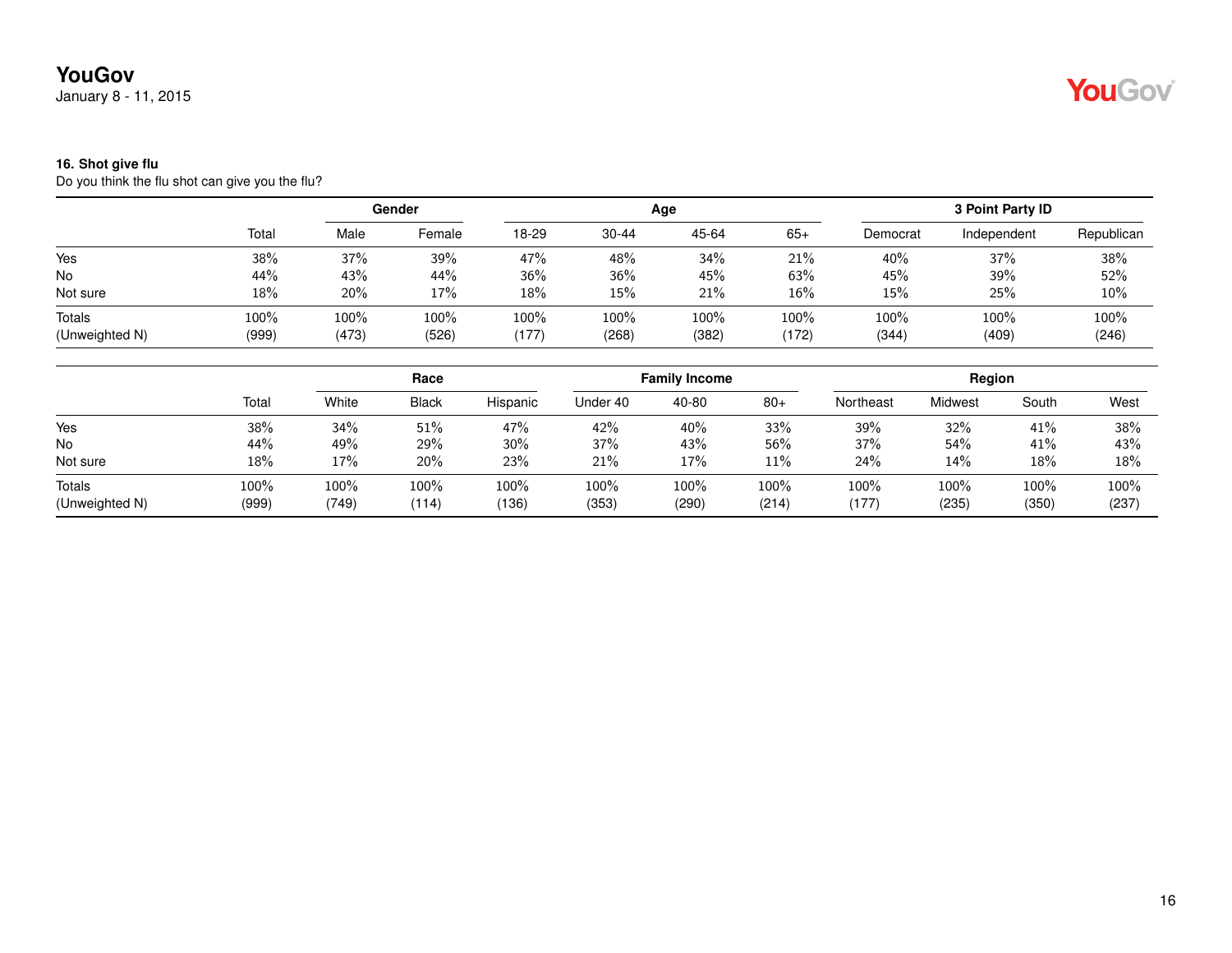**16. Shot give flu**

Do you think the flu shot can give you the flu?

| | | Gender | | Age | | | | 3 Point Party ID | | |
|---|---|---|---|---|---|---|---|---|---|---|
| | Total | Male | Female | 18-29 | 30-44 | 45-64 | 65+ | Democrat | Independent | Republican |
| Yes | 38% | 37% | 39% | 47% | 48% | 34% | 21% | 40% | 37% | 38% |
| No | 44% | 43% | 44% | 36% | 36% | 45% | 63% | 45% | 39% | 52% |
| Not sure | 18% | 20% | 17% | 18% | 15% | 21% | 16% | 15% | 25% | 10% |
| Totals | 100% | 100% | 100% | 100% | 100% | 100% | 100% | 100% | 100% | 100% |
| (Unweighted N) | (999) | (473) | (526) | (177) | (268) | (382) | (172) | (344) | (409) | (246) |

| | | Race | | | Family Income | | | Region | | | |
|---|---|---|---|---|---|---|---|---|---|---|---|
| | Total | White | Black | Hispanic | Under 40 | 40-80 | 80+ | Northeast | Midwest | South | West |
| Yes | 38% | 34% | 51% | 47% | 42% | 40% | 33% | 39% | 32% | 41% | 38% |
| No | 44% | 49% | 29% | 30% | 37% | 43% | 56% | 37% | 54% | 41% | 43% |
| Not sure | 18% | 17% | 20% | 23% | 21% | 17% | 11% | 24% | 14% | 18% | 18% |
| Totals | 100% | 100% | 100% | 100% | 100% | 100% | 100% | 100% | 100% | 100% | 100% |
| (Unweighted N) | (999) | (749) | (114) | (136) | (353) | (290) | (214) | (177) | (235) | (350) | (237) |